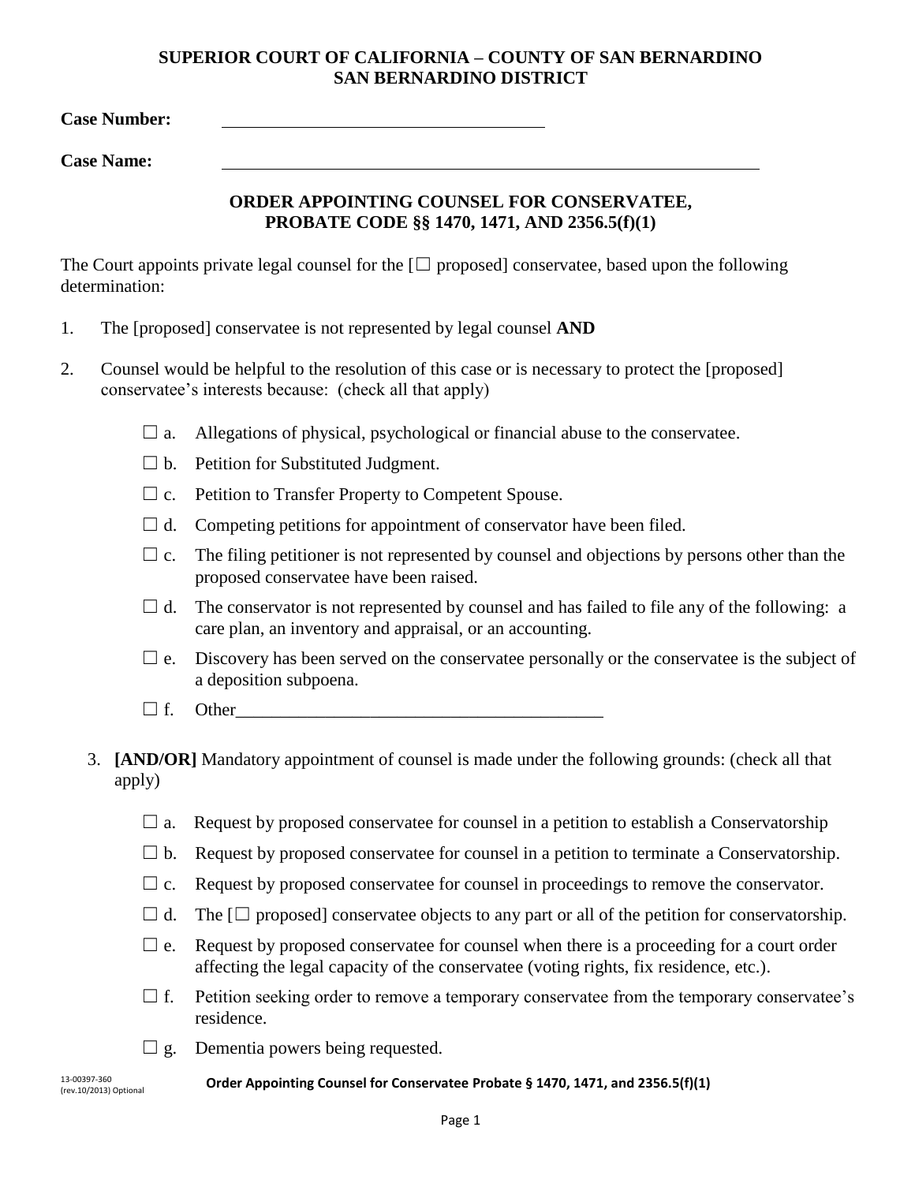**SUPERIOR COURT OF CALIFORNIA – COUNTY OF SAN BERNARDINO**
**SAN BERNARDINO DISTRICT**

**Case Number:** ______________________________

**Case Name:** ______________________________________________________

**ORDER APPOINTING COUNSEL FOR CONSERVATEE, PROBATE CODE §§ 1470, 1471, AND 2356.5(f)(1)**

The Court appoints private legal counsel for the [☐ proposed] conservatee, based upon the following determination:

1. The [proposed] conservatee is not represented by legal counsel **AND**

2. Counsel would be helpful to the resolution of this case or is necessary to protect the [proposed] conservatee's interests because: (check all that apply)

   ☐ a. Allegations of physical, psychological or financial abuse to the conservatee.

   ☐ b. Petition for Substituted Judgment.

   ☐ c. Petition to Transfer Property to Competent Spouse.

   ☐ d. Competing petitions for appointment of conservator have been filed.

   ☐ c. The filing petitioner is not represented by counsel and objections by persons other than the proposed conservatee have been raised.

   ☐ d. The conservator is not represented by counsel and has failed to file any of the following: a care plan, an inventory and appraisal, or an accounting.

   ☐ e. Discovery has been served on the conservatee personally or the conservatee is the subject of a deposition subpoena.

   ☐ f. Other__________________________________________

3. **[AND/OR]** Mandatory appointment of counsel is made under the following grounds: (check all that apply)

   ☐ a. Request by proposed conservatee for counsel in a petition to establish a Conservatorship

   ☐ b. Request by proposed conservatee for counsel in a petition to terminate a Conservatorship.

   ☐ c. Request by proposed conservatee for counsel in proceedings to remove the conservator.

   ☐ d. The [☐ proposed] conservatee objects to any part or all of the petition for conservatorship.

   ☐ e. Request by proposed conservatee for counsel when there is a proceeding for a court order affecting the legal capacity of the conservatee (voting rights, fix residence, etc.).

   ☐ f. Petition seeking order to remove a temporary conservatee from the temporary conservatee's residence.

   ☐ g. Dementia powers being requested.

13-00397-360 (rev.10/2013) Optional

**Order Appointing Counsel for Conservatee Probate § 1470, 1471, and 2356.5(f)(1)**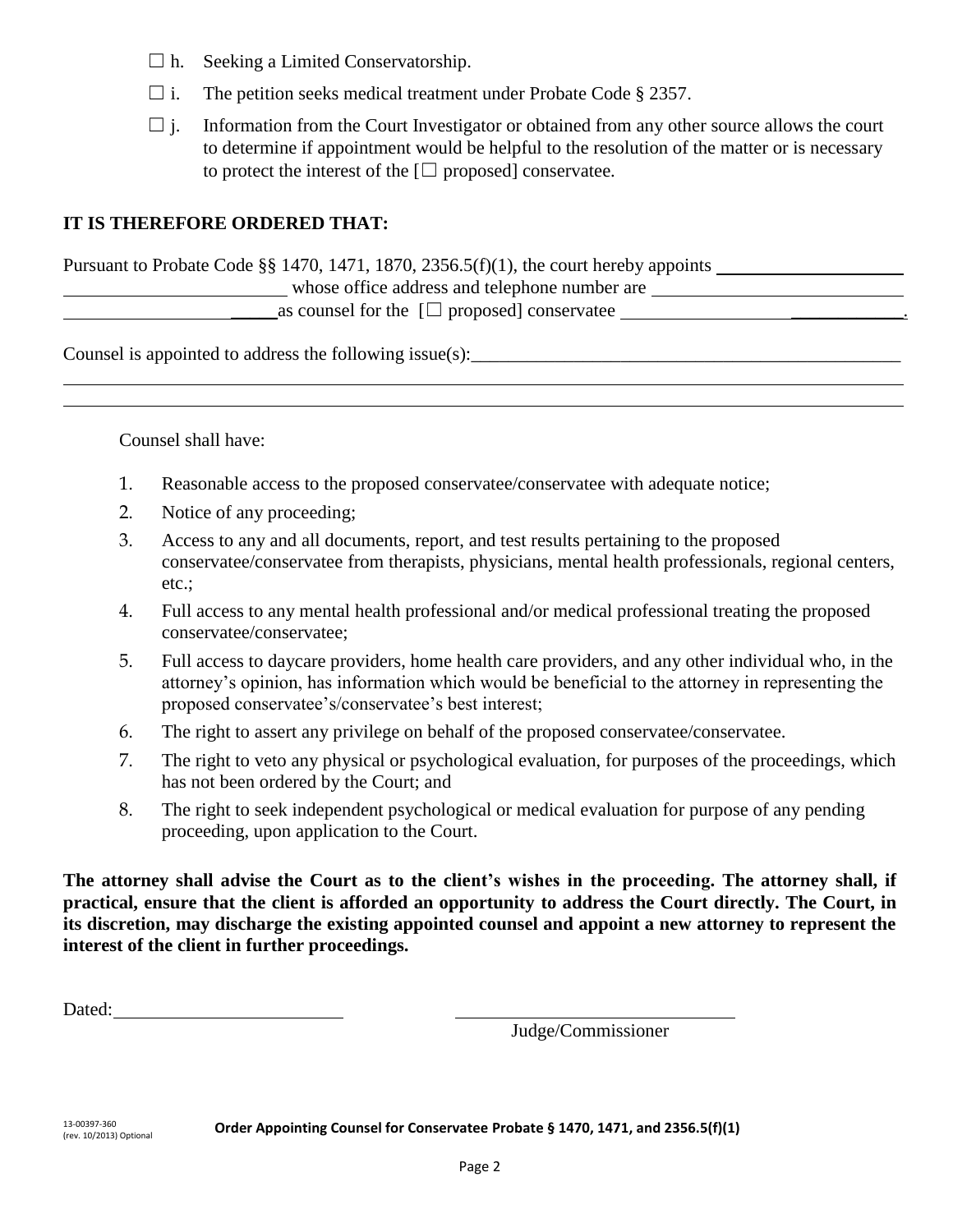☐ h. Seeking a Limited Conservatorship.

☐ i. The petition seeks medical treatment under Probate Code § 2357.

☐ j. Information from the Court Investigator or obtained from any other source allows the court to determine if appointment would be helpful to the resolution of the matter or is necessary to protect the interest of the [☐ proposed] conservatee.

**IT IS THEREFORE ORDERED THAT:**

Pursuant to Probate Code §§ 1470, 1471, 1870, 2356.5(f)(1), the court hereby appoints ____________________ ________________________ whose office address and telephone number are ____________________________ ________________________ as counsel for the [☐ proposed] conservatee ______________________________.

Counsel is appointed to address the following issue(s):_______________________________________________

______________________________________________________________________________

______________________________________________________________________________

Counsel shall have:

1. Reasonable access to the proposed conservatee/conservatee with adequate notice;
2. Notice of any proceeding;
3. Access to any and all documents, report, and test results pertaining to the proposed conservatee/conservatee from therapists, physicians, mental health professionals, regional centers, etc.;
4. Full access to any mental health professional and/or medical professional treating the proposed conservatee/conservatee;
5. Full access to daycare providers, home health care providers, and any other individual who, in the attorney's opinion, has information which would be beneficial to the attorney in representing the proposed conservatee's/conservatee's best interest;
6. The right to assert any privilege on behalf of the proposed conservatee/conservatee.
7. The right to veto any physical or psychological evaluation, for purposes of the proceedings, which has not been ordered by the Court; and
8. The right to seek independent psychological or medical evaluation for purpose of any pending proceeding, upon application to the Court.

**The attorney shall advise the Court as to the client's wishes in the proceeding. The attorney shall, if practical, ensure that the client is afforded an opportunity to address the Court directly. The Court, in its discretion, may discharge the existing appointed counsel and appoint a new attorney to represent the interest of the client in further proceedings.**

Dated:________________________ ______________________________

Judge/Commissioner

13-00397-360
(rev. 10/2013) Optional

**Order Appointing Counsel for Conservatee Probate § 1470, 1471, and 2356.5(f)(1)**